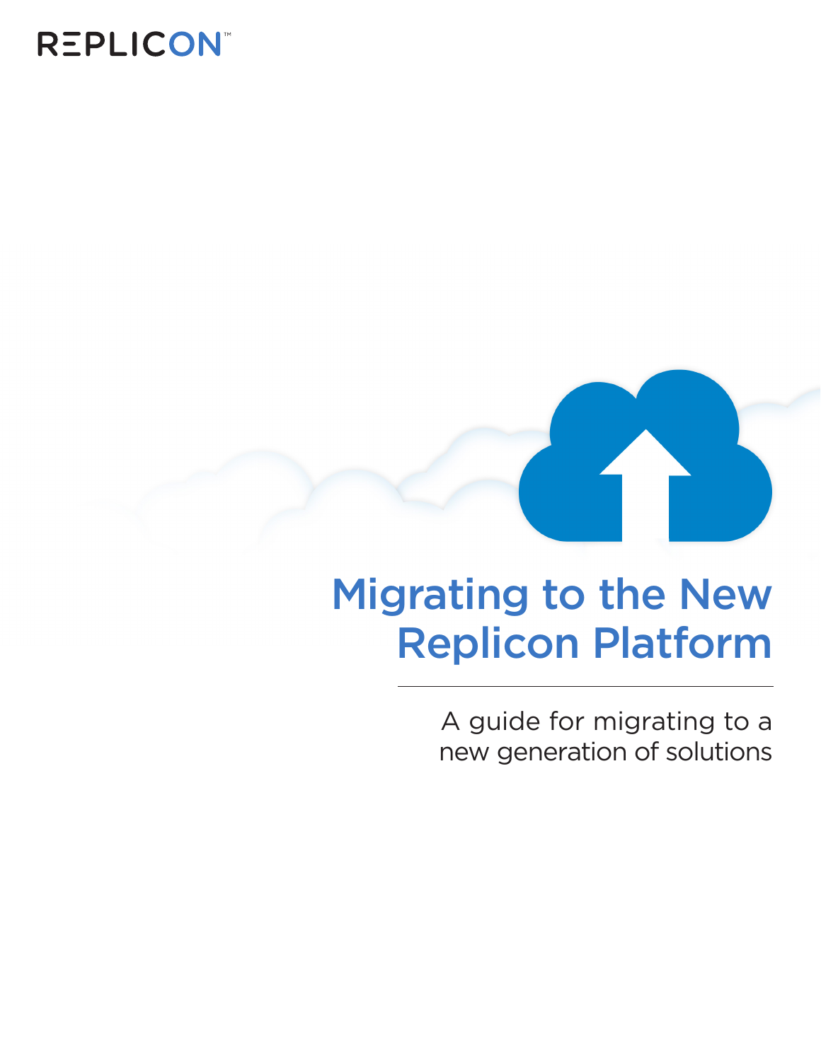REPLICON™

# Migrating to the New Replicon Platform

A guide for migrating to a new generation of solutions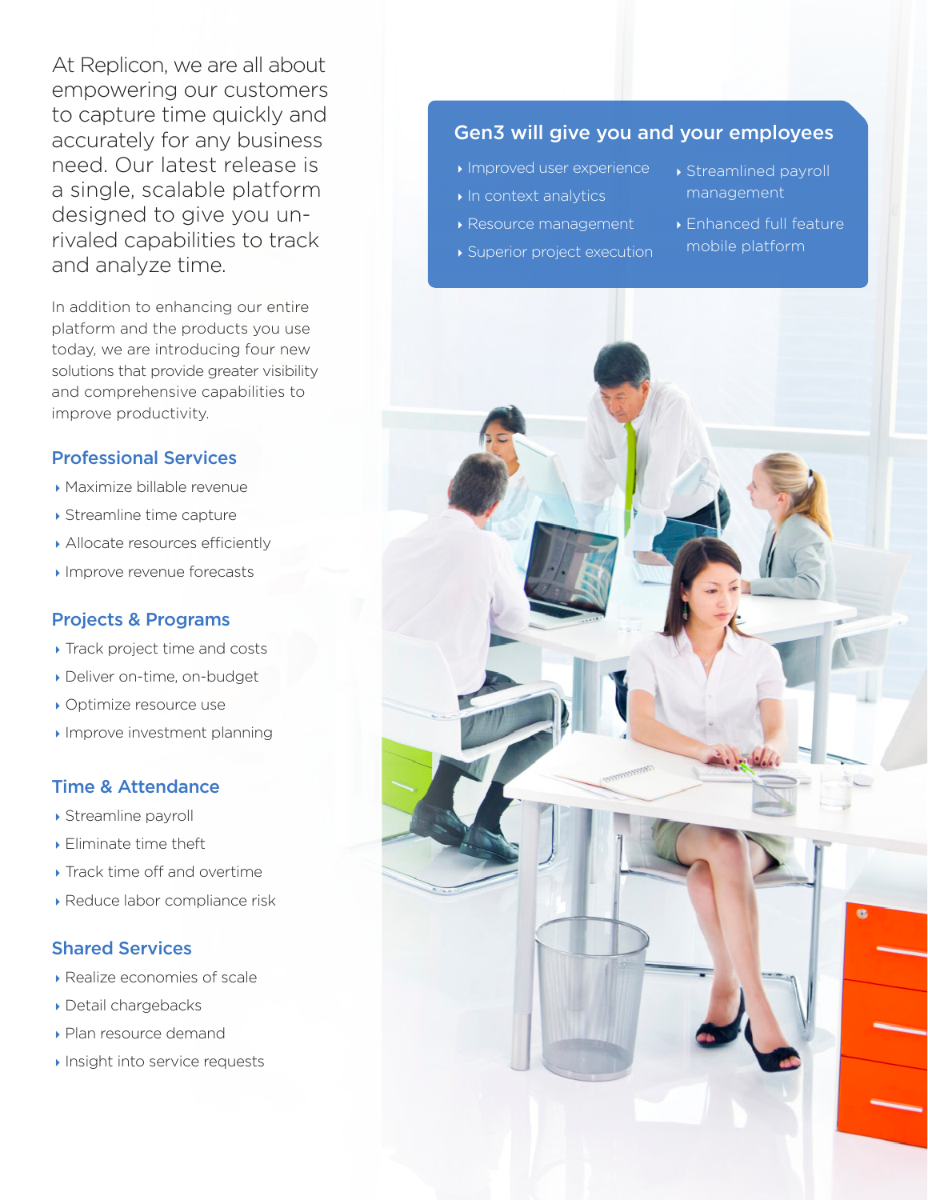At Replicon, we are all about empowering our customers to capture time quickly and accurately for any business need. Our latest release is a single, scalable platform designed to give you un-rivaled capabilities to track and analyze time.

In addition to enhancing our entire platform and the products you use today, we are introducing four new solutions that provide greater visibility and comprehensive capabilities to improve productivity.

## Professional Services

- Maximize billable revenue
- Streamline time capture
- Allocate resources efficiently
- Improve revenue forecasts

## Projects & Programs

- Track project time and costs
- Deliver on-time, on-budget
- Optimize resource use
- Improve investment planning

## Time & Attendance

- Streamline payroll
- Eliminate time theft
- Track time off and overtime
- Reduce labor compliance risk

## Shared Services

- Realize economies of scale
- Detail chargebacks
- Plan resource demand
- Insight into service requests

## Gen3 will give you and your employees

- Improved user experience
- In context analytics
- Resource management
- Superior project execution
- Streamlined payroll management
- Enhanced full feature mobile platform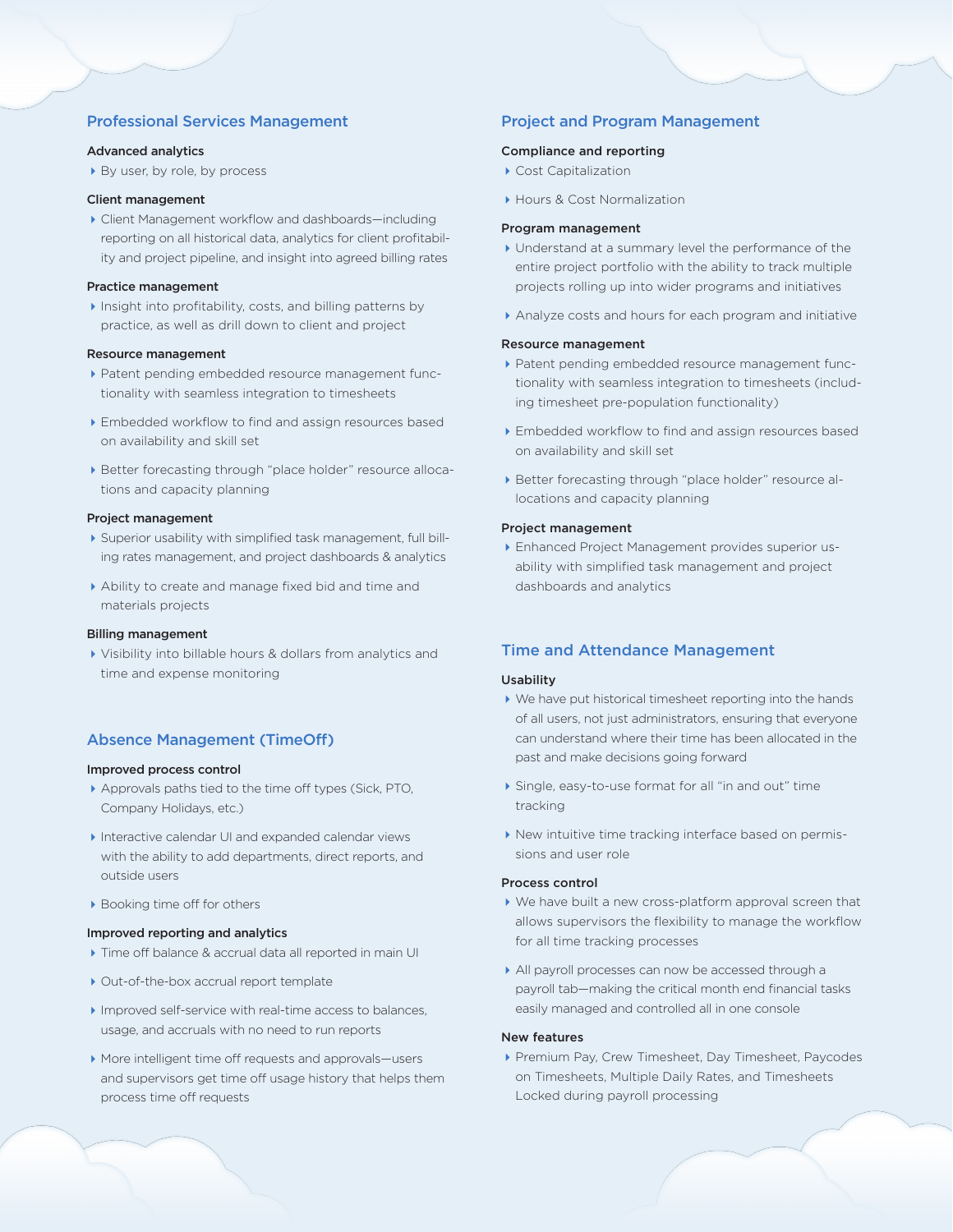## Professional Services Management

### Advanced analytics

- By user, by role, by process

### Client management

- Client Management workflow and dashboards—including reporting on all historical data, analytics for client profitability and project pipeline, and insight into agreed billing rates

### Practice management

- Insight into profitability, costs, and billing patterns by practice, as well as drill down to client and project

### Resource management

- Patent pending embedded resource management functionality with seamless integration to timesheets
- Embedded workflow to find and assign resources based on availability and skill set
- Better forecasting through "place holder" resource allocations and capacity planning

### Project management

- Superior usability with simplified task management, full billing rates management, and project dashboards & analytics
- Ability to create and manage fixed bid and time and materials projects

### Billing management

- Visibility into billable hours & dollars from analytics and time and expense monitoring

## Absence Management (TimeOff)

### Improved process control

- Approvals paths tied to the time off types (Sick, PTO, Company Holidays, etc.)
- Interactive calendar UI and expanded calendar views with the ability to add departments, direct reports, and outside users
- Booking time off for others

### Improved reporting and analytics

- Time off balance & accrual data all reported in main UI
- Out-of-the-box accrual report template
- Improved self-service with real-time access to balances, usage, and accruals with no need to run reports
- More intelligent time off requests and approvals—users and supervisors get time off usage history that helps them process time off requests

## Project and Program Management

### Compliance and reporting

- Cost Capitalization
- Hours & Cost Normalization

### Program management

- Understand at a summary level the performance of the entire project portfolio with the ability to track multiple projects rolling up into wider programs and initiatives
- Analyze costs and hours for each program and initiative

### Resource management

- Patent pending embedded resource management functionality with seamless integration to timesheets (including timesheet pre-population functionality)
- Embedded workflow to find and assign resources based on availability and skill set
- Better forecasting through "place holder" resource allocations and capacity planning

### Project management

- Enhanced Project Management provides superior usability with simplified task management and project dashboards and analytics

## Time and Attendance Management

### Usability

- We have put historical timesheet reporting into the hands of all users, not just administrators, ensuring that everyone can understand where their time has been allocated in the past and make decisions going forward
- Single, easy-to-use format for all "in and out" time tracking
- New intuitive time tracking interface based on permissions and user role

### Process control

- We have built a new cross-platform approval screen that allows supervisors the flexibility to manage the workflow for all time tracking processes
- All payroll processes can now be accessed through a payroll tab—making the critical month end financial tasks easily managed and controlled all in one console

### New features

- Premium Pay, Crew Timesheet, Day Timesheet, Paycodes on Timesheets, Multiple Daily Rates, and Timesheets Locked during payroll processing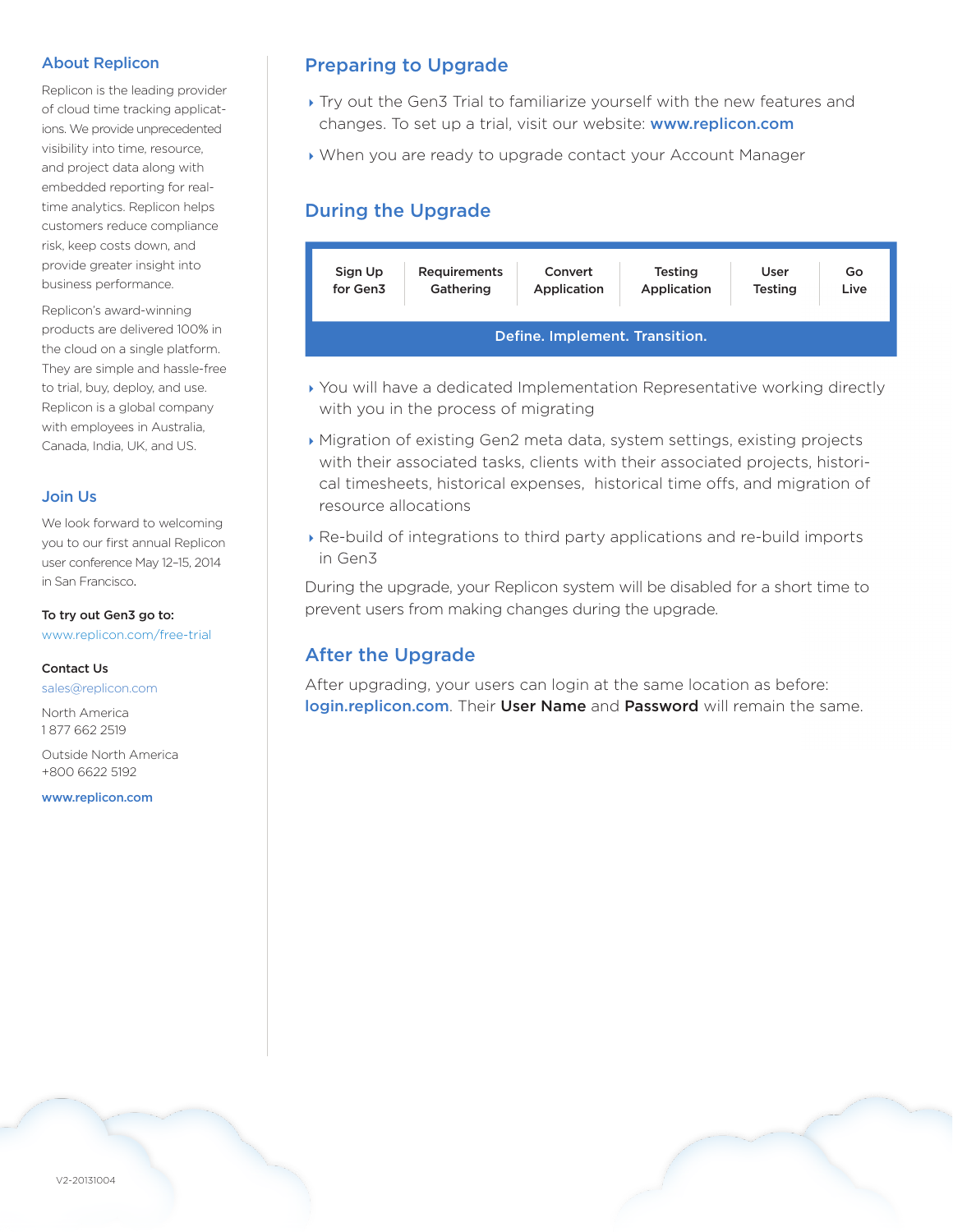## About Replicon

Replicon is the leading provider of cloud time tracking applications. We provide unprecedented visibility into time, resource, and project data along with embedded reporting for real-time analytics. Replicon helps customers reduce compliance risk, keep costs down, and provide greater insight into business performance.

Replicon's award-winning products are delivered 100% in the cloud on a single platform. They are simple and hassle-free to trial, buy, deploy, and use. Replicon is a global company with employees in Australia, Canada, India, UK, and US.

## Join Us

We look forward to welcoming you to our first annual Replicon user conference May 12–15, 2014 in San Francisco.

**To try out Gen3 go to:**

www.replicon.com/free-trial

**Contact Us**

sales@replicon.com

North America
1 877 662 2519

Outside North America
+800 6622 5192

**www.replicon.com**

## Preparing to Upgrade

- Try out the Gen3 Trial to familiarize yourself with the new features and changes. To set up a trial, visit our website: **www.replicon.com**
- When you are ready to upgrade contact your Account Manager

## During the Upgrade

| Sign Up for Gen3 | Requirements Gathering | Convert Application | Testing Application | User Testing | Go Live |
|---|---|---|---|---|---|

**Define. Implement. Transition.**

- You will have a dedicated Implementation Representative working directly with you in the process of migrating
- Migration of existing Gen2 meta data, system settings, existing projects with their associated tasks, clients with their associated projects, historical timesheets, historical expenses, historical time offs, and migration of resource allocations
- Re-build of integrations to third party applications and re-build imports in Gen3

During the upgrade, your Replicon system will be disabled for a short time to prevent users from making changes during the upgrade.

## After the Upgrade

After upgrading, your users can login at the same location as before: **login.replicon.com**. Their **User Name** and **Password** will remain the same.

V2-20131004